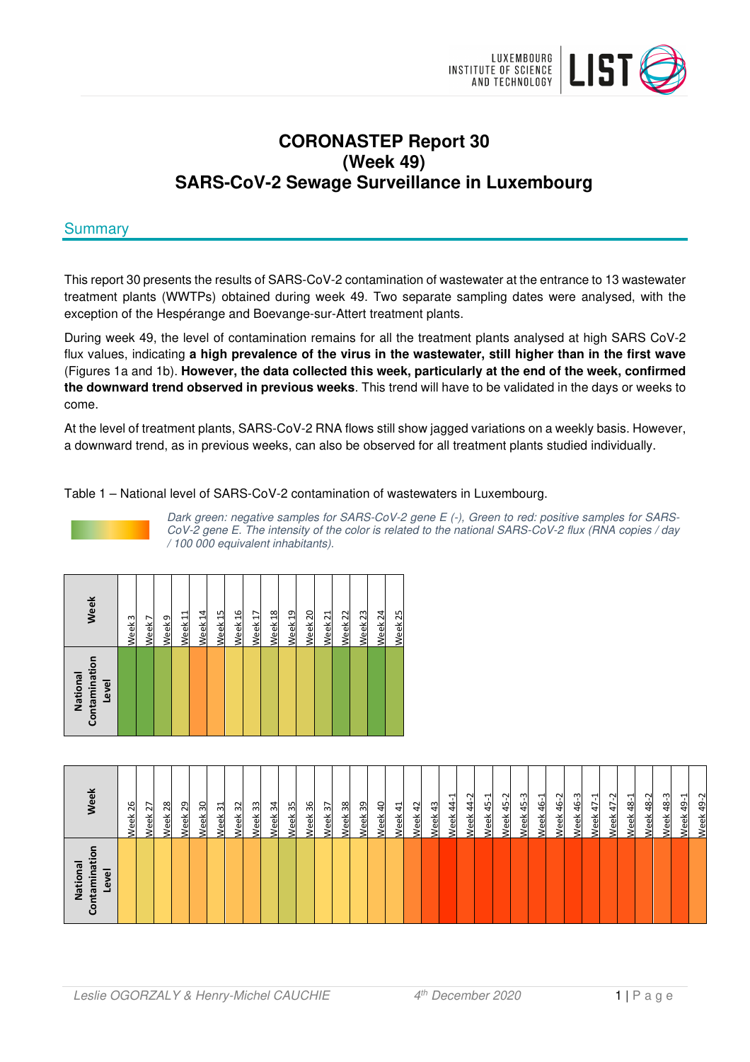# CORONASTEP Report 30
# (Week 49)
# SARS-CoV-2 Sewage Surveillance in Luxembourg

## Summary

This report 30 presents the results of SARS-CoV-2 contamination of wastewater at the entrance to 13 wastewater treatment plants (WWTPs) obtained during week 49. Two separate sampling dates were analysed, with the exception of the Hespérange and Boevange-sur-Attert treatment plants.

During week 49, the level of contamination remains for all the treatment plants analysed at high SARS CoV-2 flux values, indicating **a high prevalence of the virus in the wastewater, still higher than in the first wave** (Figures 1a and 1b). **However, the data collected this week, particularly at the end of the week, confirmed the downward trend observed in previous weeks**. This trend will have to be validated in the days or weeks to come.

At the level of treatment plants, SARS-CoV-2 RNA flows still show jagged variations on a weekly basis. However, a downward trend, as in previous weeks, can also be observed for all treatment plants studied individually.

Table 1 – National level of SARS-CoV-2 contamination of wastewaters in Luxembourg.

*Dark green: negative samples for SARS-CoV-2 gene E (-), Green to red: positive samples for SARS-CoV-2 gene E. The intensity of the color is related to the national SARS-CoV-2 flux (RNA copies / day / 100 000 equivalent inhabitants).*

| Week | Week 3 | Week 7 | Week 9 | Week 11 | Week 14 | Week 15 | Week 16 | Week 17 | Week 18 | Week 19 | Week 20 | Week 21 | Week 22 | Week 23 | Week 24 | Week 25 |
|---|---|---|---|---|---|---|---|---|---|---|---|---|---|---|---|---|
| National Contamination Level | | | | | | | | | | | | | | | | |

| Week | Week 26 | Week 27 | Week 28 | Week 29 | Week 30 | Week 31 | Week 32 | Week 33 | Week 34 | Week 35 | Week 36 | Week 37 | Week 38 | Week 39 | Week 40 | Week 41 | Week 42 | Week 43 | Week 44-1 | Week 44-2 | Week 45-1 | Week 45-2 | Week 45-3 | Week 46-1 | Week 46-2 | Week 46-3 | Week 47-1 | Week 47-2 | Week 48-1 | Week 48-2 | Week 48-3 | Week 49-1 | Week 49-2 |
|---|---|---|---|---|---|---|---|---|---|---|---|---|---|---|---|---|---|---|---|---|---|---|---|---|---|---|---|---|---|---|---|---|---|
| National Contamination Level | | | | | | | | | | | | | | | | | | | | | | | | | | | | | | | | | |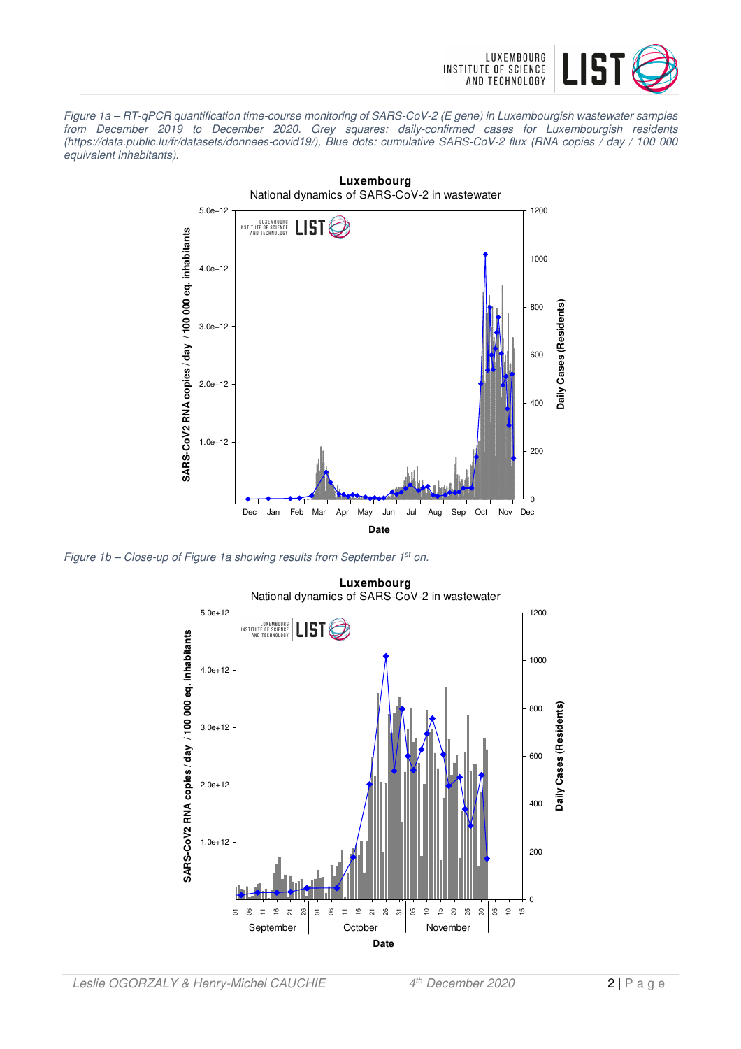*Figure 1a – RT-qPCR quantification time-course monitoring of SARS-CoV-2 (E gene) in Luxembourgish wastewater samples from December 2019 to December 2020. Grey squares: daily-confirmed cases for Luxembourgish residents (https://data.public.lu/fr/datasets/donnees-covid19/), Blue dots: cumulative SARS-CoV-2 flux (RNA copies / day / 100 000 equivalent inhabitants).*

*Figure 1b – Close-up of Figure 1a showing results from September 1st on.*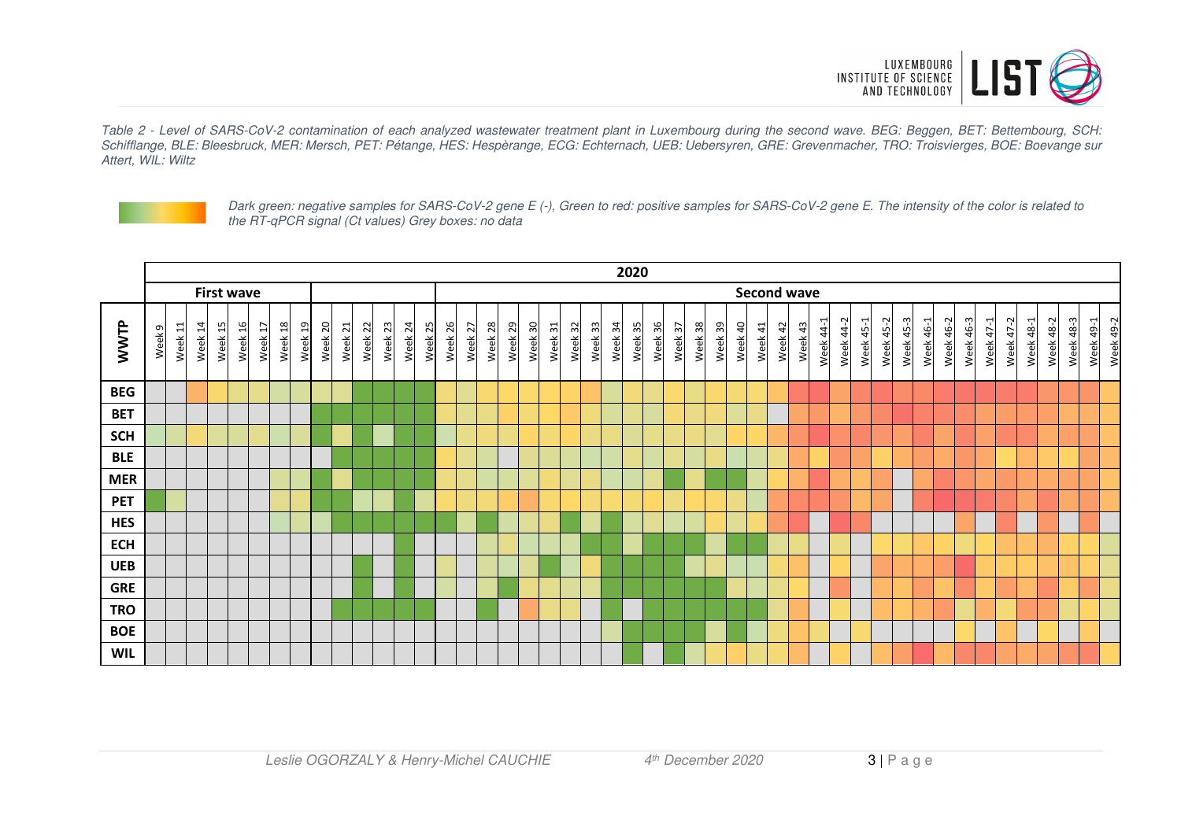*Table 2 - Level of SARS-CoV-2 contamination of each analyzed wastewater treatment plant in Luxembourg during the second wave. BEG: Beggen, BET: Bettembourg, SCH: Schifflange, BLE: Bleesbruck, MER: Mersch, PET: Pétange, HES: Hespèrange, ECG: Echternach, UEB: Uebersyren, GRE: Grevenmacher, TRO: Troisvierges, BOE: Boevange sur Attert, WIL: Wiltz*

*Dark green: negative samples for SARS-CoV-2 gene E (-), Green to red: positive samples for SARS-CoV-2 gene E. The intensity of the color is related to the RT-qPCR signal (Ct values) Grey boxes: no data*

| | 2020 | | | | | | | | | | | | | | | | | | | | | | | | | | | | | | | | | | | | | | | | | | | | | | |
|---|---|---|---|---|---|---|---|---|---|---|---|---|---|---|---|---|---|---|---|---|---|---|---|---|---|---|---|---|---|---|---|---|---|---|---|---|---|---|---|---|---|---|---|---|---|---|---|
| | First wave | | | | | | | | | | | | | | Second wave | | | | | | | | | | | | | | | | | | | | | | | | | | | | | | | | |
| WWTP | Week 9 | Week 11 | Week 14 | Week 15 | Week 16 | Week 17 | Week 18 | Week 19 | Week 20 | Week 21 | Week 22 | Week 23 | Week 24 | Week 25 | Week 26 | Week 27 | Week 28 | Week 29 | Week 30 | Week 31 | Week 32 | Week 33 | Week 34 | Week 35 | Week 36 | Week 37 | Week 38 | Week 39 | Week 40 | Week 41 | Week 42 | Week 43 | Week 44-1 | Week 44-2 | Week 45-1 | Week 45-2 | Week 45-3 | Week 46-1 | Week 46-2 | Week 46-3 | Week 47-1 | Week 47-2 | Week 48-1 | Week 48-2 | Week 48-3 | Week 49-1 | Week 49-2 |
| **BEG** | | | | | | | | | | | | | | | | | | | | | | | | | | | | | | | | | | | | | | | | | | | | | | | |
| **BET** | | | | | | | | | | | | | | | | | | | | | | | | | | | | | | | | | | | | | | | | | | | | | | | |
| **SCH** | | | | | | | | | | | | | | | | | | | | | | | | | | | | | | | | | | | | | | | | | | | | | | | |
| **BLE** | | | | | | | | | | | | | | | | | | | | | | | | | | | | | | | | | | | | | | | | | | | | | | | |
| **MER** | | | | | | | | | | | | | | | | | | | | | | | | | | | | | | | | | | | | | | | | | | | | | | | |
| **PET** | | | | | | | | | | | | | | | | | | | | | | | | | | | | | | | | | | | | | | | | | | | | | | | |
| **HES** | | | | | | | | | | | | | | | | | | | | | | | | | | | | | | | | | | | | | | | | | | | | | | | |
| **ECH** | | | | | | | | | | | | | | | | | | | | | | | | | | | | | | | | | | | | | | | | | | | | | | | |
| **UEB** | | | | | | | | | | | | | | | | | | | | | | | | | | | | | | | | | | | | | | | | | | | | | | | |
| **GRE** | | | | | | | | | | | | | | | | | | | | | | | | | | | | | | | | | | | | | | | | | | | | | | | |
| **TRO** | | | | | | | | | | | | | | | | | | | | | | | | | | | | | | | | | | | | | | | | | | | | | | | |
| **BOE** | | | | | | | | | | | | | | | | | | | | | | | | | | | | | | | | | | | | | | | | | | | | | | | |
| **WIL** | | | | | | | | | | | | | | | | | | | | | | | | | | | | | | | | | | | | | | | | | | | | | | | |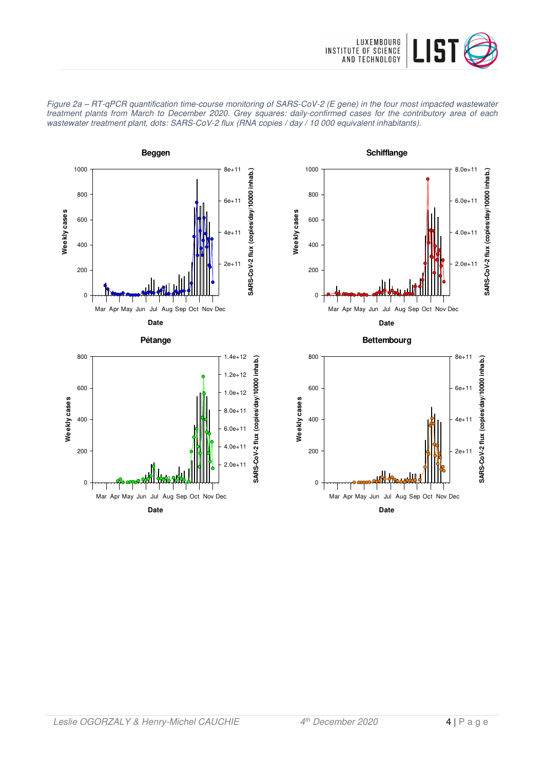*Figure 2a – RT-qPCR quantification time-course monitoring of SARS-CoV-2 (E gene) in the four most impacted wastewater treatment plants from March to December 2020. Grey squares: daily-confirmed cases for the contributory area of each wastewater treatment plant, dots: SARS-CoV-2 flux (RNA copies / day / 10 000 equivalent inhabitants).*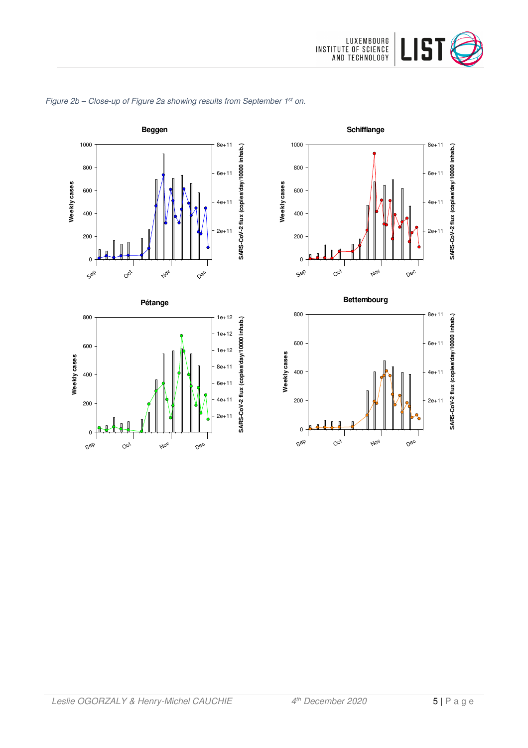*Figure 2b – Close-up of Figure 2a showing results from September 1st on.*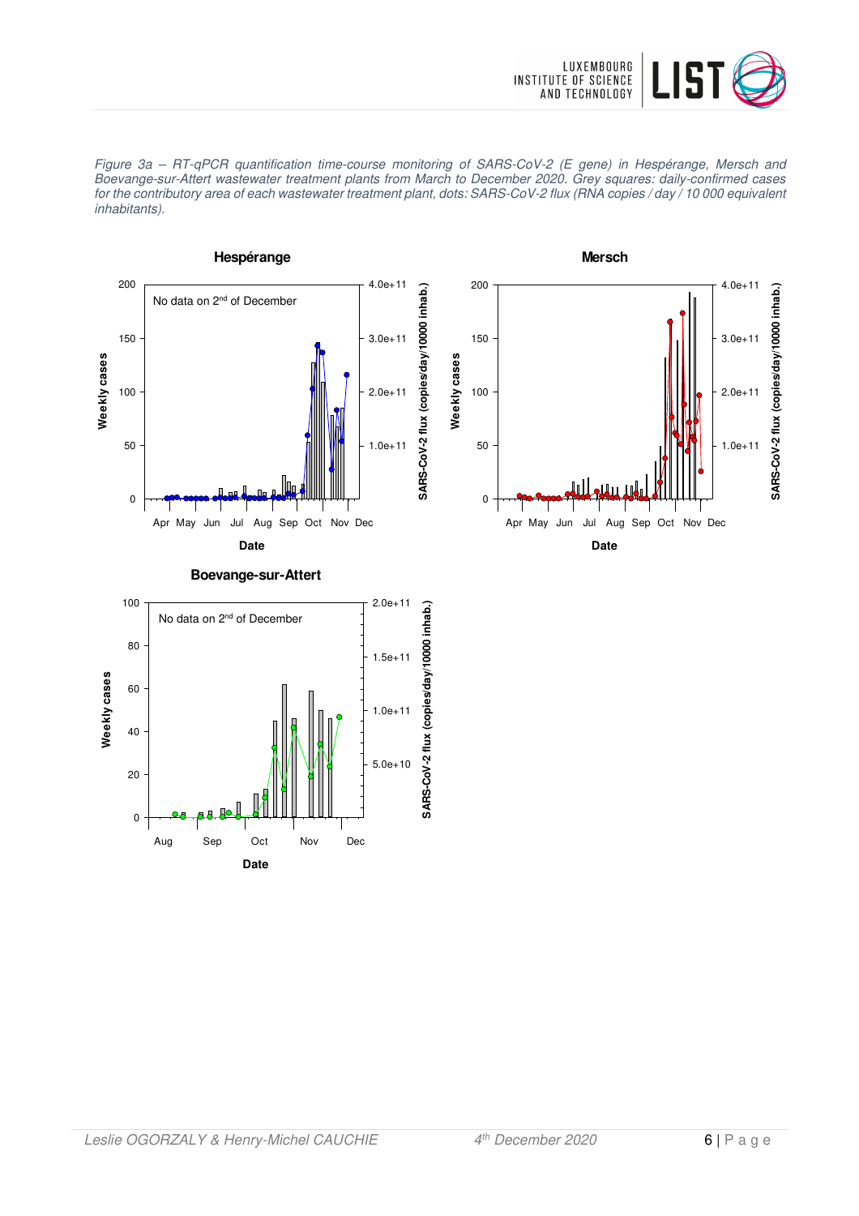*Figure 3a – RT-qPCR quantification time-course monitoring of SARS-CoV-2 (E gene) in Hespérange, Mersch and Boevange-sur-Attert wastewater treatment plants from March to December 2020. Grey squares: daily-confirmed cases for the contributory area of each wastewater treatment plant, dots: SARS-CoV-2 flux (RNA copies / day / 10 000 equivalent inhabitants).*

**Hespérange**

No data on 2[nd] of December

**Mersch**

**Boevange-sur-Attert**

No data on 2[nd] of December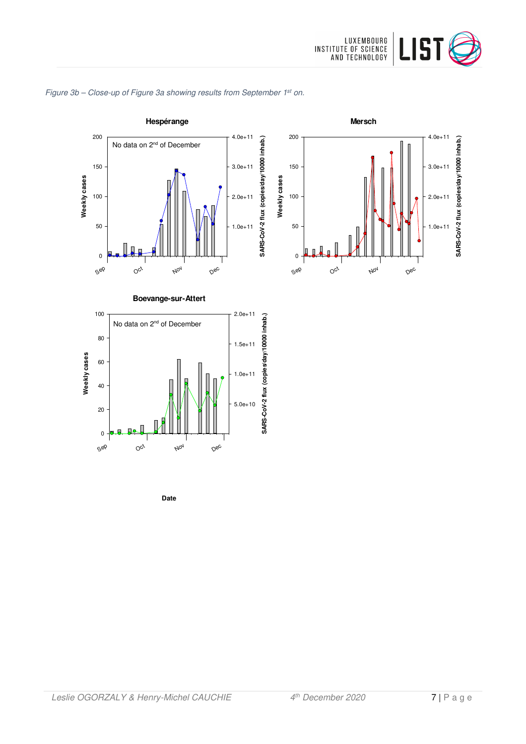*Figure 3b – Close-up of Figure 3a showing results from September 1st on.*

**Hespérange**

No data on 2nd of December

**Mersch**

**Boevange-sur-Attert**

No data on 2nd of December

Weekly cases

SARS-CoV-2 flux (copies/day/10000 inhab.)

Date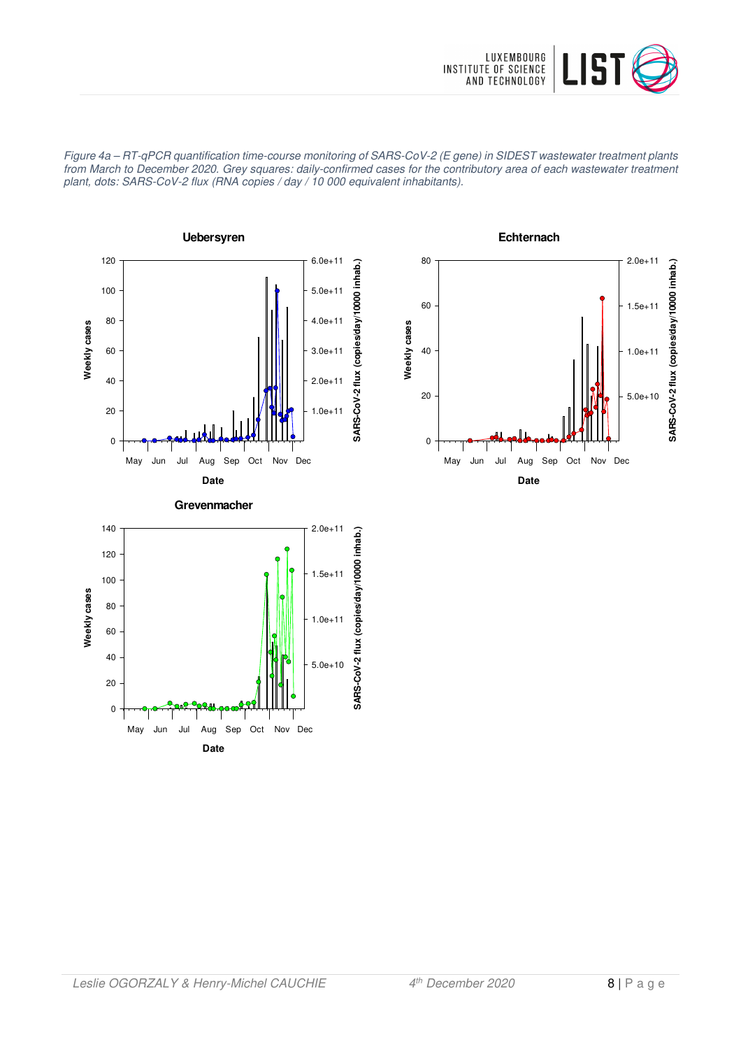*Figure 4a – RT-qPCR quantification time-course monitoring of SARS-CoV-2 (E gene) in SIDEST wastewater treatment plants from March to December 2020. Grey squares: daily-confirmed cases for the contributory area of each wastewater treatment plant, dots: SARS-CoV-2 flux (RNA copies / day / 10 000 equivalent inhabitants).*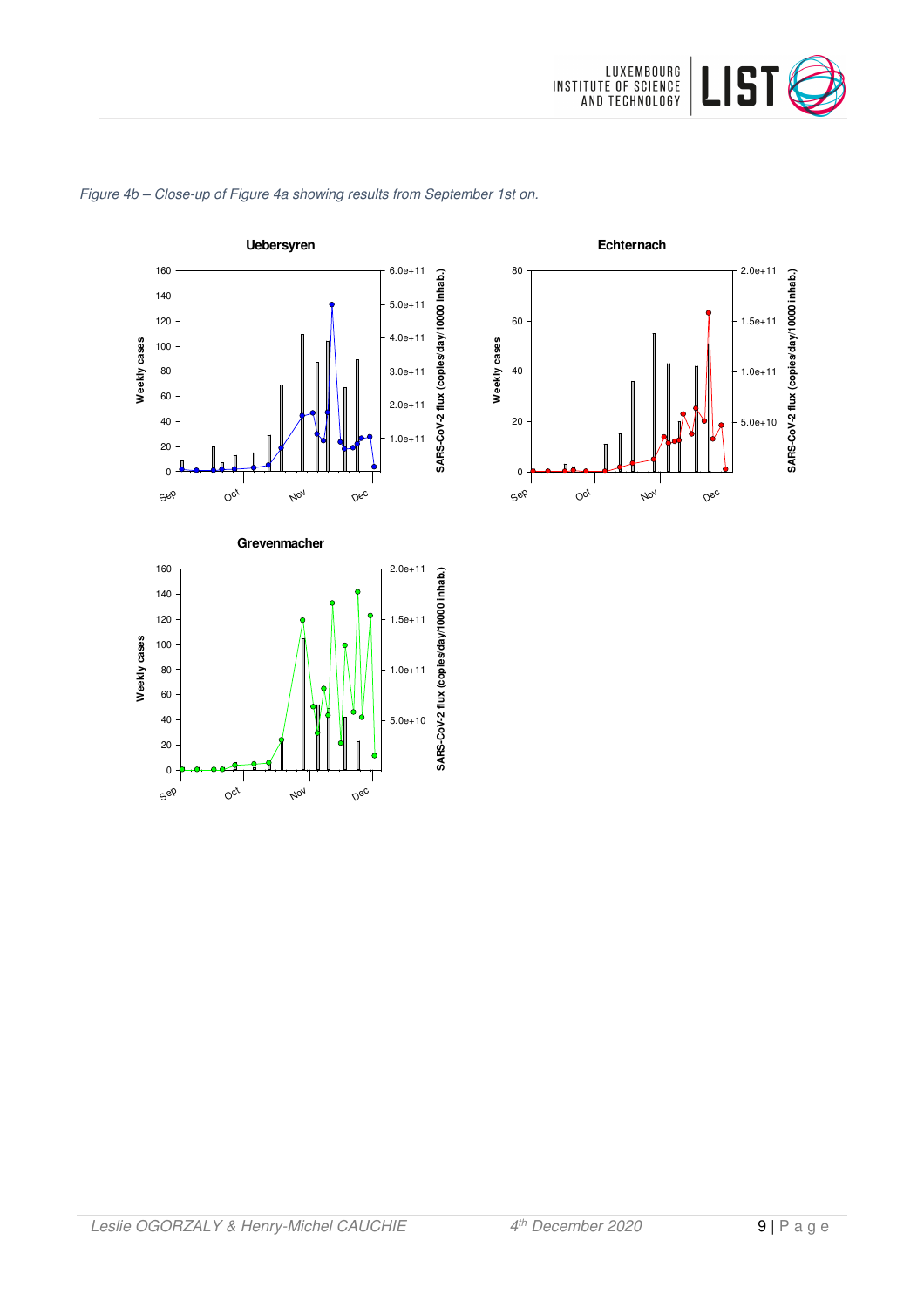*Figure 4b – Close-up of Figure 4a showing results from September 1st on.*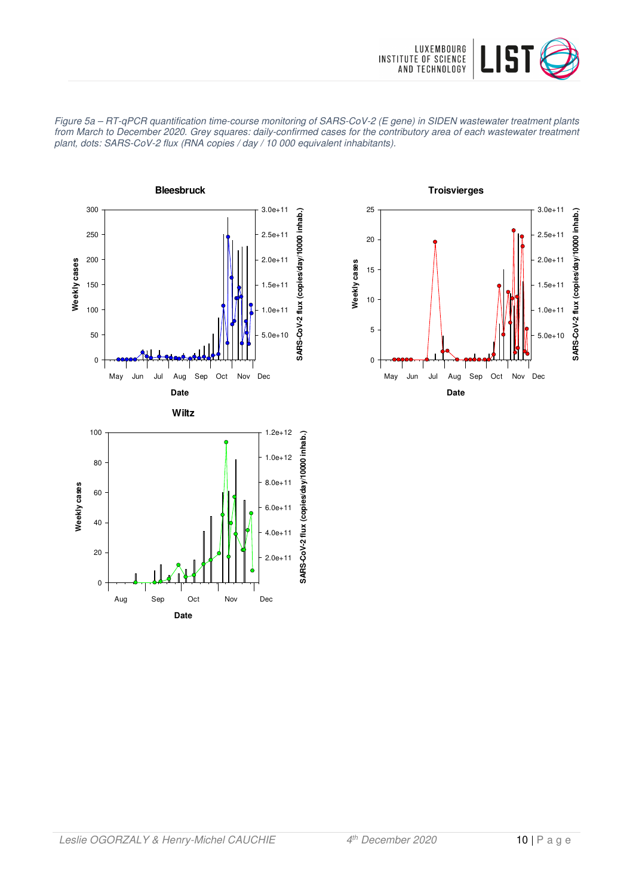*Figure 5a – RT-qPCR quantification time-course monitoring of SARS-CoV-2 (E gene) in SIDEN wastewater treatment plants from March to December 2020. Grey squares: daily-confirmed cases for the contributory area of each wastewater treatment plant, dots: SARS-CoV-2 flux (RNA copies / day / 10 000 equivalent inhabitants).*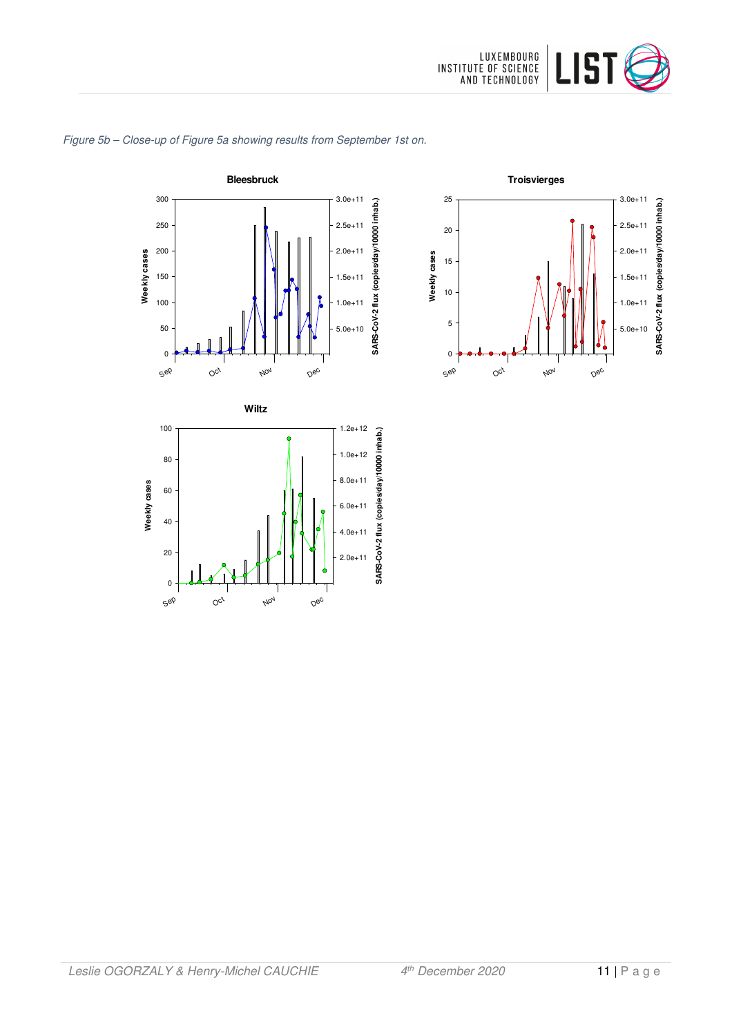*Figure 5b – Close-up of Figure 5a showing results from September 1st on.*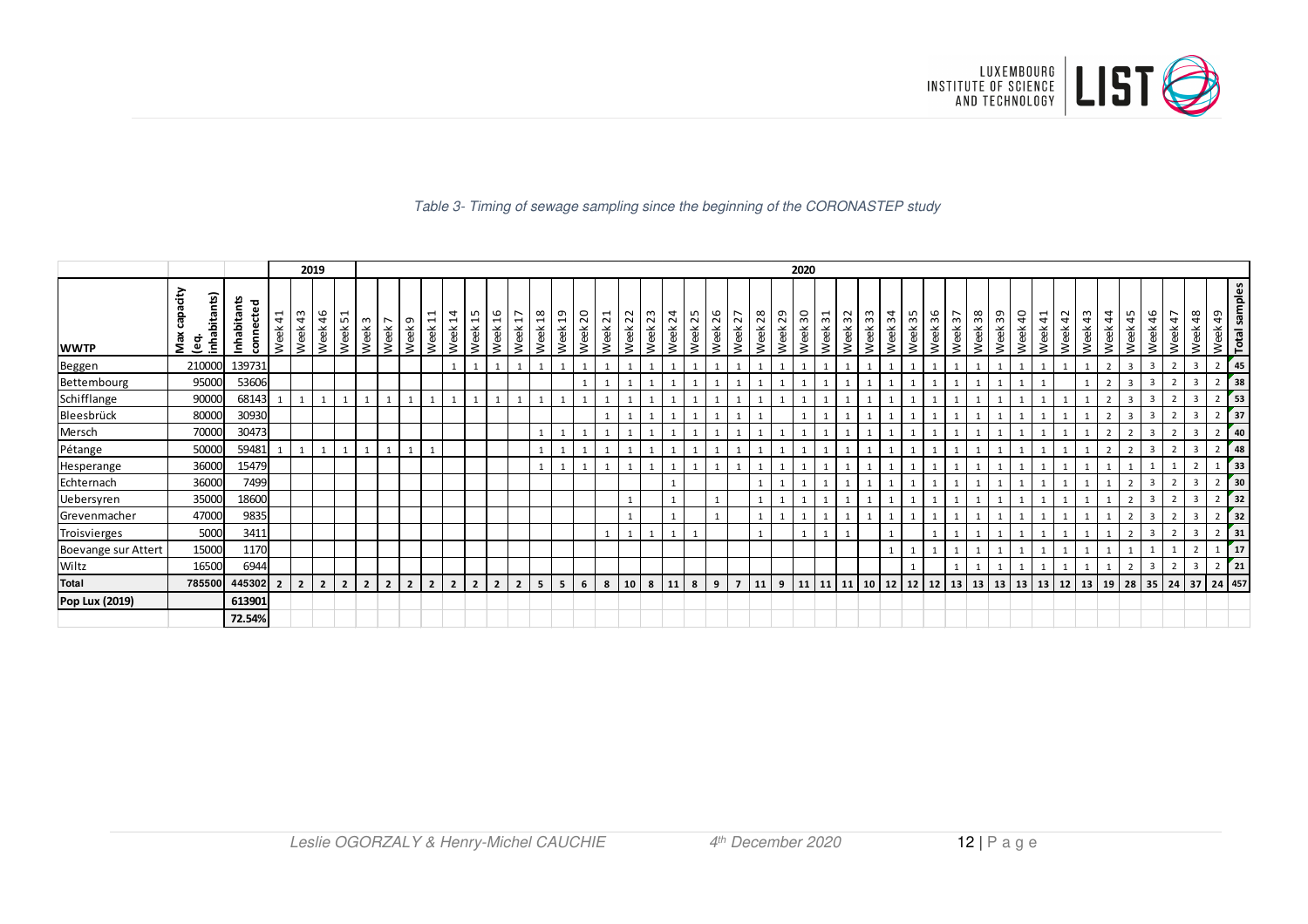*Table 3- Timing of sewage sampling since the beginning of the CORONASTEP study*

| | | | 2019 | | | | 2020 | | | | | | | | | | | | | | | | | | | | | | | | | | | | | | | | | | | | | | | |
|---|---|---|---|---|---|---|---|---|---|---|---|---|---|---|---|---|---|---|---|---|---|---|---|---|---|---|---|---|---|---|---|---|---|---|---|---|---|---|---|---|---|---|---|---|---|---|
| **WWTP** | **Max capacity (eq. inhabitants)** | **Inhabitants connected** | Week 41 | Week 43 | Week 46 | Week 51 | Week 3 | Week 7 | Week 9 | Week 11 | Week 14 | Week 15 | Week 16 | Week 17 | Week 18 | Week 19 | Week 20 | Week 21 | Week 22 | Week 23 | Week 24 | Week 25 | Week 26 | Week 27 | Week 28 | Week 29 | Week 30 | Week 31 | Week 32 | Week 33 | Week 34 | Week 35 | Week 36 | Week 37 | Week 38 | Week 39 | Week 40 | Week 41 | Week 42 | Week 43 | Week 44 | Week 45 | Week 46 | Week 47 | Week 48 | Week 49 | **Total samples** |
| Beggen | 210000 | 139731 | | | | | | | | | 1 | 1 | 1 | 1 | 1 | 1 | 1 | 1 | 1 | 1 | 1 | 1 | 1 | 1 | 1 | 1 | 1 | 1 | 1 | 1 | 1 | 1 | 1 | 1 | 1 | 1 | 1 | 1 | 1 | 1 | 2 | 3 | 3 | 2 | 3 | 2 | **45** |
| Bettembourg | 95000 | 53606 | | | | | | | | | | | | | | | 1 | 1 | 1 | 1 | 1 | 1 | 1 | 1 | 1 | 1 | 1 | 1 | 1 | 1 | 1 | 1 | 1 | 1 | 1 | 1 | 1 | 1 | | 1 | 2 | 3 | 3 | 2 | 3 | 2 | **38** |
| Schifflange | 90000 | 68143 | 1 | 1 | 1 | 1 | 1 | 1 | 1 | 1 | 1 | 1 | 1 | 1 | 1 | 1 | 1 | 1 | 1 | 1 | 1 | 1 | 1 | 1 | 1 | 1 | 1 | 1 | 1 | 1 | 1 | 1 | 1 | 1 | 1 | 1 | 1 | 1 | 1 | 1 | 2 | 3 | 3 | 2 | 3 | 2 | **53** |
| Bleesbrück | 80000 | 30930 | | | | | | | | | | | | | | | | 1 | 1 | 1 | 1 | 1 | 1 | 1 | 1 | | 1 | 1 | 1 | 1 | 1 | 1 | 1 | 1 | 1 | 1 | 1 | 1 | 1 | 1 | 2 | 3 | 3 | 2 | 3 | 2 | **37** |
| Mersch | 70000 | 30473 | | | | | | | | | | | | | 1 | 1 | 1 | 1 | 1 | 1 | 1 | 1 | 1 | 1 | 1 | 1 | 1 | 1 | 1 | 1 | 1 | 1 | 1 | 1 | 1 | 1 | 1 | 1 | 1 | 1 | 2 | 2 | 3 | 2 | 3 | 2 | **40** |
| Pétange | 50000 | 59481 | 1 | 1 | 1 | 1 | 1 | 1 | 1 | 1 | | | | | 1 | 1 | 1 | 1 | 1 | 1 | 1 | 1 | 1 | 1 | 1 | 1 | 1 | 1 | 1 | 1 | 1 | 1 | 1 | 1 | 1 | 1 | 1 | 1 | 1 | 1 | 2 | 2 | 3 | 2 | 3 | 2 | **48** |
| Hesperange | 36000 | 15479 | | | | | | | | | | | | | 1 | 1 | 1 | 1 | 1 | 1 | 1 | 1 | 1 | 1 | 1 | 1 | 1 | 1 | 1 | 1 | 1 | 1 | 1 | 1 | 1 | 1 | 1 | 1 | 1 | 1 | 1 | 1 | 1 | 1 | 2 | 1 | **33** |
| Echternach | 36000 | 7499 | | | | | | | | | | | | | | | | | | | 1 | | | | 1 | 1 | 1 | 1 | 1 | 1 | 1 | 1 | 1 | 1 | 1 | 1 | 1 | 1 | 1 | 1 | 1 | 2 | 3 | 2 | 3 | 2 | **30** |
| Uebersyren | 35000 | 18600 | | | | | | | | | | | | | | | | | 1 | | 1 | | 1 | | 1 | 1 | 1 | 1 | 1 | 1 | 1 | 1 | 1 | 1 | 1 | 1 | 1 | 1 | 1 | 1 | 1 | 2 | 3 | 2 | 3 | 2 | **32** |
| Grevenmacher | 47000 | 9835 | | | | | | | | | | | | | | | | | 1 | | 1 | | 1 | | 1 | 1 | 1 | 1 | 1 | 1 | 1 | 1 | 1 | 1 | 1 | 1 | 1 | 1 | 1 | 1 | 1 | 2 | 3 | 2 | 3 | 2 | **32** |
| Troisvierges | 5000 | 3411 | | | | | | | | | | | | | | | | 1 | 1 | 1 | 1 | 1 | | | 1 | | 1 | 1 | 1 | | 1 | | 1 | 1 | 1 | 1 | 1 | 1 | 1 | 1 | 1 | 2 | 3 | 2 | 3 | 2 | **31** |
| Boevange sur Attert | 15000 | 1170 | | | | | | | | | | | | | | | | | | | | | | | | | | | | | 1 | 1 | 1 | 1 | 1 | 1 | 1 | 1 | 1 | 1 | 1 | 1 | 1 | 1 | 2 | 1 | **17** |
| Wiltz | 16500 | 6944 | | | | | | | | | | | | | | | | | | | | | | | | | | | | | | 1 | | 1 | 1 | 1 | 1 | 1 | 1 | 1 | 1 | 2 | 3 | 2 | 3 | 2 | **21** |
| **Total** | **785500** | **445302** | **2** | **2** | **2** | **2** | **2** | **2** | **2** | **2** | **2** | **2** | **2** | **2** | **5** | **5** | **6** | **8** | **10** | **8** | **11** | **8** | **9** | **7** | **11** | **9** | **11** | **11** | **11** | **10** | **12** | **12** | **12** | **13** | **13** | **13** | **13** | **13** | **12** | **13** | **19** | **28** | **35** | **24** | **37** | **24** | **457** |
| **Pop Lux (2019)** | | **613901** | | | | | | | | | | | | | | | | | | | | | | | | | | | | | | | | | | | | | | | | | | | | | |
| | | **72.54%** | | | | | | | | | | | | | | | | | | | | | | | | | | | | | | | | | | | | | | | | | | | | | |

*Leslie OGORZALY & Henry-Michel CAUCHIE*  *4th December 2020*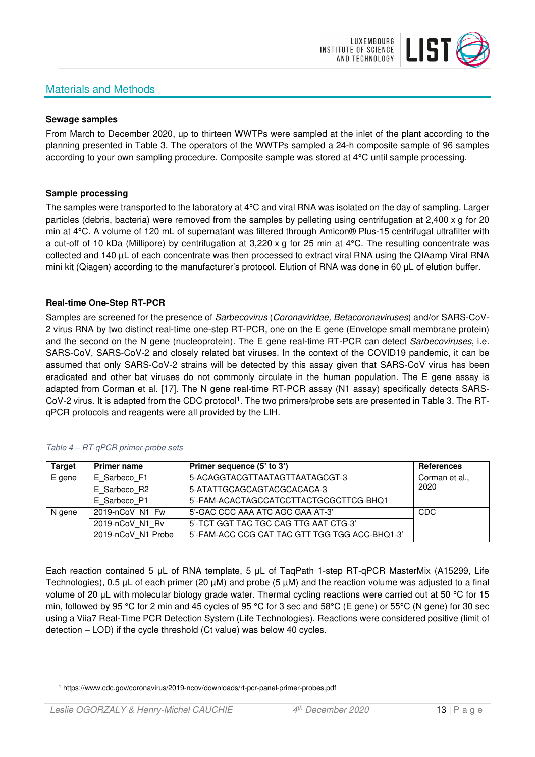## Materials and Methods

**Sewage samples**

From March to December 2020, up to thirteen WWTPs were sampled at the inlet of the plant according to the planning presented in Table 3. The operators of the WWTPs sampled a 24-h composite sample of 96 samples according to your own sampling procedure. Composite sample was stored at 4°C until sample processing.

**Sample processing**

The samples were transported to the laboratory at 4°C and viral RNA was isolated on the day of sampling. Larger particles (debris, bacteria) were removed from the samples by pelleting using centrifugation at 2,400 x g for 20 min at 4°C. A volume of 120 mL of supernatant was filtered through Amicon® Plus-15 centrifugal ultrafilter with a cut-off of 10 kDa (Millipore) by centrifugation at 3,220 x g for 25 min at 4°C. The resulting concentrate was collected and 140 µL of each concentrate was then processed to extract viral RNA using the QIAamp Viral RNA mini kit (Qiagen) according to the manufacturer's protocol. Elution of RNA was done in 60 µL of elution buffer.

**Real-time One-Step RT-PCR**

Samples are screened for the presence of *Sarbecovirus* (*Coronaviridae, Betacoronaviruses*) and/or SARS-CoV-2 virus RNA by two distinct real-time one-step RT-PCR, one on the E gene (Envelope small membrane protein) and the second on the N gene (nucleoprotein). The E gene real-time RT-PCR can detect *Sarbecoviruses*, i.e. SARS-CoV, SARS-CoV-2 and closely related bat viruses. In the context of the COVID19 pandemic, it can be assumed that only SARS-CoV-2 strains will be detected by this assay given that SARS-CoV virus has been eradicated and other bat viruses do not commonly circulate in the human population. The E gene assay is adapted from Corman et al. [17]. The N gene real-time RT-PCR assay (N1 assay) specifically detects SARS-CoV-2 virus. It is adapted from the CDC protocol[1]. The two primers/probe sets are presented in Table 3. The RT-qPCR protocols and reagents were all provided by the LIH.

*Table 4 – RT-qPCR primer-probe sets*

| Target | Primer name | Primer sequence (5' to 3') | References |
|---|---|---|---|
| E gene | E_Sarbeco_F1 | 5-ACAGGTACGTTAATAGTTAATAGCGT-3 | Corman et al., 2020 |
| | E_Sarbeco_R2 | 5-ATATTGCAGCAGTACGCACACA-3 | |
| | E_Sarbeco_P1 | 5'-FAM-ACACTAGCCATCCTTACTGCGCTTCG-BHQ1 | |
| N gene | 2019-nCoV_N1_Fw | 5'-GAC CCC AAA ATC AGC GAA AT-3' | CDC |
| | 2019-nCoV_N1_Rv | 5'-TCT GGT TAC TGC CAG TTG AAT CTG-3' | |
| | 2019-nCoV_N1 Probe | 5'-FAM-ACC CCG CAT TAC GTT TGG TGG ACC-BHQ1-3' | |

Each reaction contained 5 µL of RNA template, 5 µL of TaqPath 1-step RT-qPCR MasterMix (A15299, Life Technologies), 0.5 µL of each primer (20 µM) and probe (5 µM) and the reaction volume was adjusted to a final volume of 20 µL with molecular biology grade water. Thermal cycling reactions were carried out at 50 °C for 15 min, followed by 95 °C for 2 min and 45 cycles of 95 °C for 3 sec and 58°C (E gene) or 55°C (N gene) for 30 sec using a Viia7 Real-Time PCR Detection System (Life Technologies). Reactions were considered positive (limit of detection – LOD) if the cycle threshold (Ct value) was below 40 cycles.

[1] https://www.cdc.gov/coronavirus/2019-ncov/downloads/rt-pcr-panel-primer-probes.pdf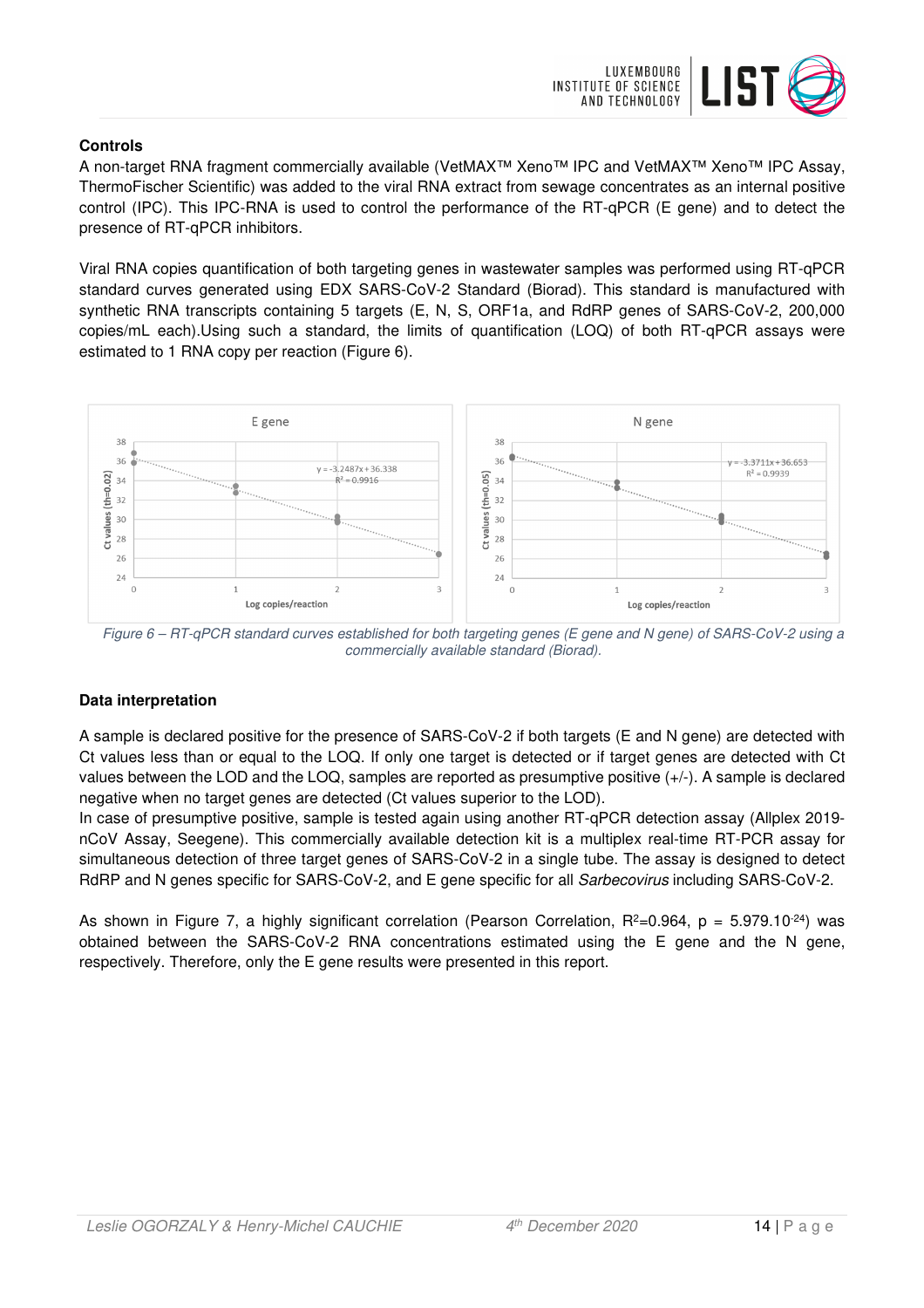**Controls**

A non-target RNA fragment commercially available (VetMAX™ Xeno™ IPC and VetMAX™ Xeno™ IPC Assay, ThermoFischer Scientific) was added to the viral RNA extract from sewage concentrates as an internal positive control (IPC). This IPC-RNA is used to control the performance of the RT-qPCR (E gene) and to detect the presence of RT-qPCR inhibitors.

Viral RNA copies quantification of both targeting genes in wastewater samples was performed using RT-qPCR standard curves generated using EDX SARS-CoV-2 Standard (Biorad). This standard is manufactured with synthetic RNA transcripts containing 5 targets (E, N, S, ORF1a, and RdRP genes of SARS-CoV-2, 200,000 copies/mL each).Using such a standard, the limits of quantification (LOQ) of both RT-qPCR assays were estimated to 1 RNA copy per reaction (Figure 6).

*Figure 6 – RT-qPCR standard curves established for both targeting genes (E gene and N gene) of SARS-CoV-2 using a commercially available standard (Biorad).*

**Data interpretation**

A sample is declared positive for the presence of SARS-CoV-2 if both targets (E and N gene) are detected with Ct values less than or equal to the LOQ. If only one target is detected or if target genes are detected with Ct values between the LOD and the LOQ, samples are reported as presumptive positive (+/-). A sample is declared negative when no target genes are detected (Ct values superior to the LOD).

In case of presumptive positive, sample is tested again using another RT-qPCR detection assay (Allplex 2019-nCoV Assay, Seegene). This commercially available detection kit is a multiplex real-time RT-PCR assay for simultaneous detection of three target genes of SARS-CoV-2 in a single tube. The assay is designed to detect RdRP and N genes specific for SARS-CoV-2, and E gene specific for all *Sarbecovirus* including SARS-CoV-2.

As shown in Figure 7, a highly significant correlation (Pearson Correlation, $R^2$=0.964, $p = 5.979.10^{-24}$) was obtained between the SARS-CoV-2 RNA concentrations estimated using the E gene and the N gene, respectively. Therefore, only the E gene results were presented in this report.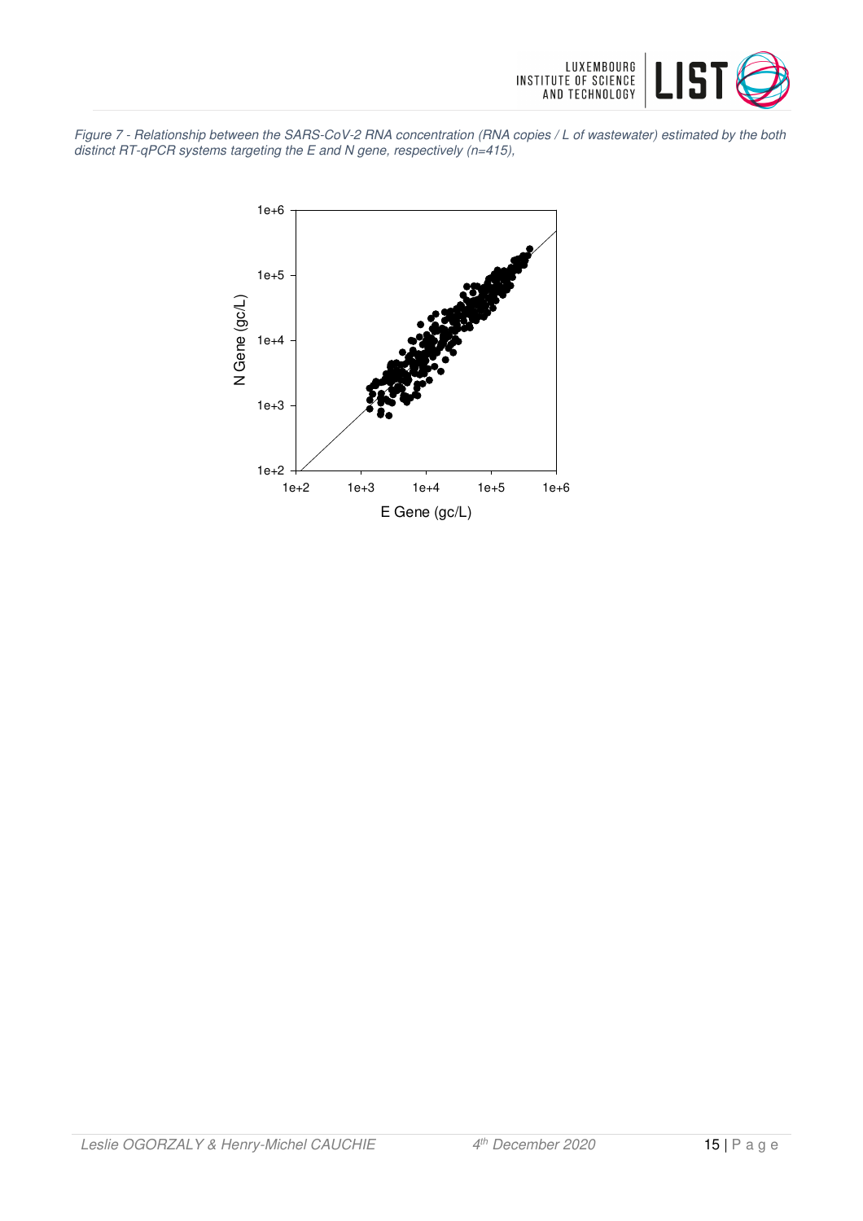*Figure 7 - Relationship between the SARS-CoV-2 RNA concentration (RNA copies / L of wastewater) estimated by the both distinct RT-qPCR systems targeting the E and N gene, respectively (n=415),*

N Gene (gc/L)

1e+6

1e+5

1e+4

1e+3

1e+2

1e+2 1e+3 1e+4 1e+5 1e+6

E Gene (gc/L)